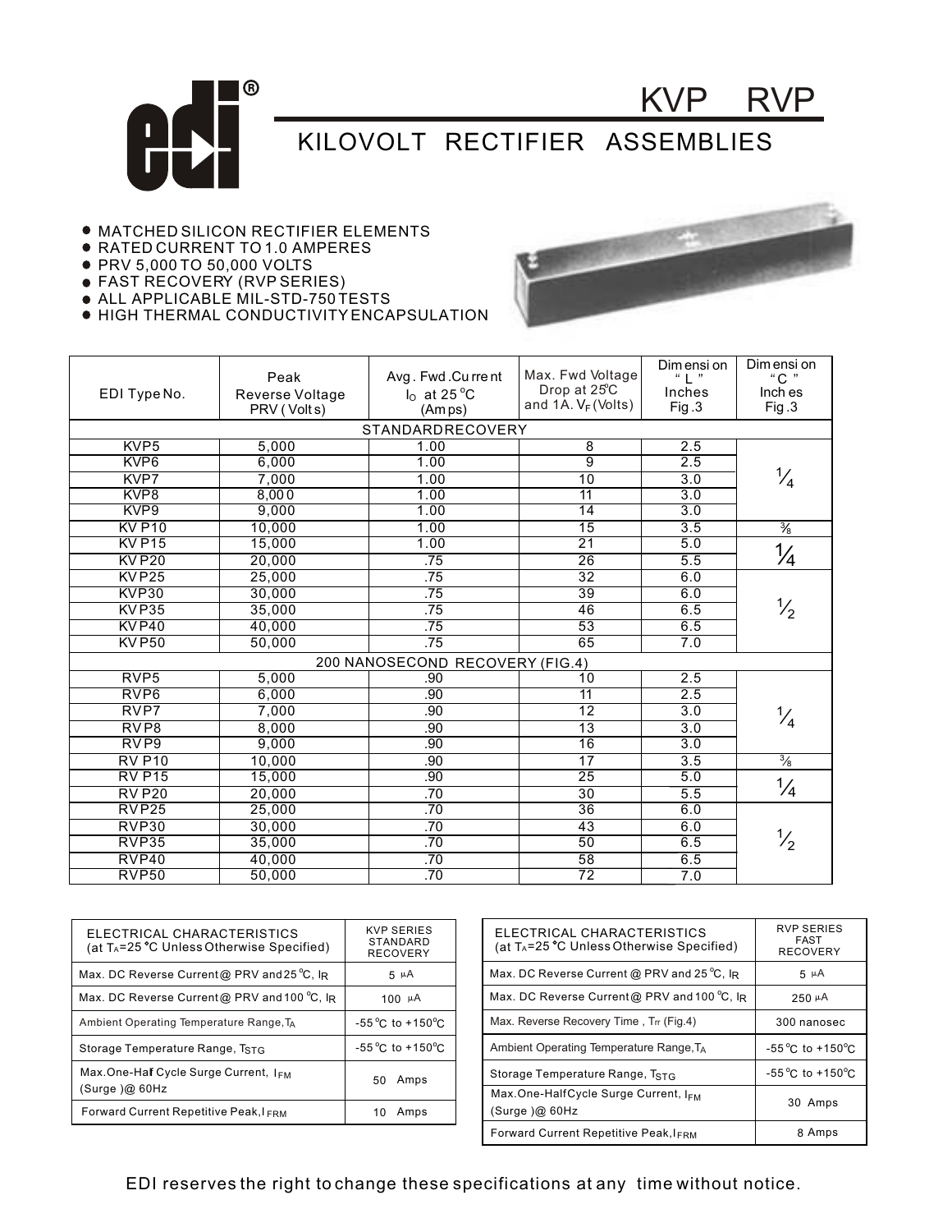# KVP RVP

## KILOVOLT RECTIFIER ASSEMBLIES

- MATCHED SILICON RECTIFIER ELEMENTS
- RATED CURRENT TO 1.0 AMPERES
- PRV 5,000 TO 50,000 VOLTS
- FAST RECOVERY (RVP SERIES)
- ALL APPLICABLE MIL-STD-750 TESTS
- HIGH THERMAL CONDUCTIVITY ENCAPSULATION

| EDI Type No. | Peak Reverse Voltage PRV (Volts) | Avg. Fwd. Current $I_O$ at 25 °C (Amps) | Max. Fwd Voltage Drop at 25°C and 1A. $V_F$ (Volts) | Dimension "L" Inches Fig.3 | Dimension "C" Inches Fig.3 |
|---|---|---|---|---|---|
| STANDARD RECOVERY | | | | | |
| KVP5 | 5,000 | 1.00 | 8 | 2.5 | 1/4 |
| KVP6 | 6,000 | 1.00 | 9 | 2.5 | |
| KVP7 | 7,000 | 1.00 | 10 | 3.0 | |
| KVP8 | 8,000 | 1.00 | 11 | 3.0 | |
| KVP9 | 9,000 | 1.00 | 14 | 3.0 | |
| KVP10 | 10,000 | 1.00 | 15 | 3.5 | 3/8 |
| KVP15 | 15,000 | 1.00 | 21 | 5.0 | 1/4 |
| KVP20 | 20,000 | .75 | 26 | 5.5 | |
| KVP25 | 25,000 | .75 | 32 | 6.0 | 1/2 |
| KVP30 | 30,000 | .75 | 39 | 6.0 | |
| KVP35 | 35,000 | .75 | 46 | 6.5 | |
| KVP40 | 40,000 | .75 | 53 | 6.5 | |
| KVP50 | 50,000 | .75 | 65 | 7.0 | |
| 200 NANOSECOND RECOVERY (FIG.4) | | | | | |
| RVP5 | 5,000 | .90 | 10 | 2.5 | 1/4 |
| RVP6 | 6,000 | .90 | 11 | 2.5 | |
| RVP7 | 7,000 | .90 | 12 | 3.0 | |
| RVP8 | 8,000 | .90 | 13 | 3.0 | |
| RVP9 | 9,000 | .90 | 16 | 3.0 | |
| RVP10 | 10,000 | .90 | 17 | 3.5 | 3/8 |
| RVP15 | 15,000 | .90 | 25 | 5.0 | 1/4 |
| RVP20 | 20,000 | .70 | 30 | 5.5 | |
| RVP25 | 25,000 | .70 | 36 | 6.0 | 1/2 |
| RVP30 | 30,000 | .70 | 43 | 6.0 | |
| RVP35 | 35,000 | .70 | 50 | 6.5 | |
| RVP40 | 40,000 | .70 | 58 | 6.5 | |
| RVP50 | 50,000 | .70 | 72 | 7.0 | |

| ELECTRICAL CHARACTERISTICS (at $T_A$=25 °C Unless Otherwise Specified) | KVP SERIES STANDARD RECOVERY |
|---|---|
| Max. DC Reverse Current @ PRV and 25 °C, $I_R$ | 5 µA |
| Max. DC Reverse Current @ PRV and 100 °C, $I_R$ | 100 µA |
| Ambient Operating Temperature Range, $T_A$ | -55 °C to +150 °C |
| Storage Temperature Range, $T_{STG}$ | -55 °C to +150 °C |
| Max. One-Half Cycle Surge Current, $I_{FM}$ (Surge) @ 60Hz | 50 Amps |
| Forward Current Repetitive Peak, $I_{FRM}$ | 10 Amps |

| ELECTRICAL CHARACTERISTICS (at $T_A$=25 °C Unless Otherwise Specified) | RVP SERIES FAST RECOVERY |
|---|---|
| Max. DC Reverse Current @ PRV and 25 °C, $I_R$ | 5 µA |
| Max. DC Reverse Current @ PRV and 100 °C, $I_R$ | 250 µA |
| Max. Reverse Recovery Time, $T_{rr}$ (Fig.4) | 300 nanosec |
| Ambient Operating Temperature Range, $T_A$ | -55 °C to +150 °C |
| Storage Temperature Range, $T_{STG}$ | -55 °C to +150 °C |
| Max. One-Half Cycle Surge Current, $I_{FM}$ (Surge) @ 60Hz | 30 Amps |
| Forward Current Repetitive Peak, $I_{FRM}$ | 8 Amps |

EDI reserves the right to change these specifications at any time without notice.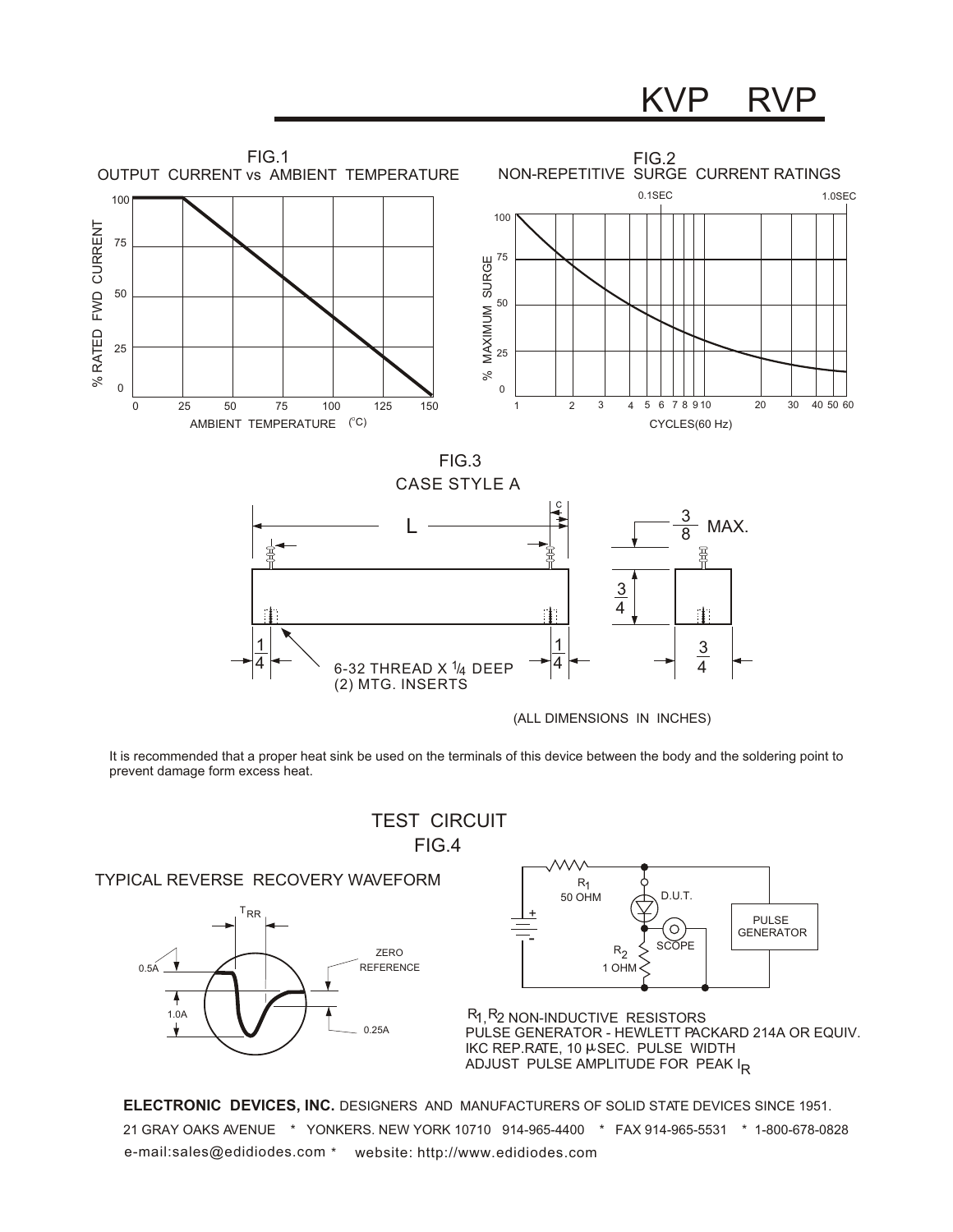# KVP RVP

FIG.1
OUTPUT CURRENT vs AMBIENT TEMPERATURE

% RATED FWD CURRENT
100
75
50
25
0
0 25 50 75 100 125 150
AMBIENT TEMPERATURE (°C)

FIG.2
NON-REPETITIVE SURGE CURRENT RATINGS

0.1SEC
1.0SEC
% MAXIMUM SURGE
100
75
50
25
0
1 2 3 4 5 6 7 8 9 10 20 30 40 50 60
CYCLES(60 Hz)

FIG.3
CASE STYLE A

L
C
3/8 MAX.
3/4
1/4
6-32 THREAD X 1/4 DEEP
(2) MTG. INSERTS
1/4
3/4

(ALL DIMENSIONS IN INCHES)

It is recommended that a proper heat sink be used on the terminals of this device between the body and the soldering point to prevent damage form excess heat.

## TEST CIRCUIT
FIG.4

TYPICAL REVERSE RECOVERY WAVEFORM

$T_{RR}$
0.5A
1.0A
ZERO REFERENCE
0.25A

$R_1$ 50 OHM
D.U.T.
SCOPE
$R_2$ 1 OHM
PULSE GENERATOR
+
-

$R_1$, $R_2$ NON-INDUCTIVE RESISTORS
PULSE GENERATOR - HEWLETT PACKARD 214A OR EQUIV.
IKC REP.RATE, 10 μSEC. PULSE WIDTH
ADJUST PULSE AMPLITUDE FOR PEAK $I_R$

**ELECTRONIC DEVICES, INC.** DESIGNERS AND MANUFACTURERS OF SOLID STATE DEVICES SINCE 1951.
21 GRAY OAKS AVENUE * YONKERS. NEW YORK 10710 914-965-4400 * FAX 914-965-5531 * 1-800-678-0828
e-mail:sales@edidiodes.com * website: http://www.edidiodes.com